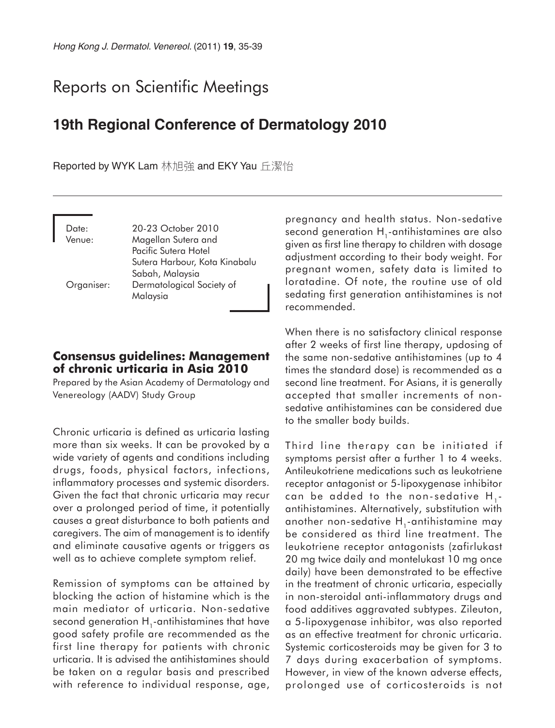# Reports on Scientific Meetings

## 19th Regional Conference of Dermatology 2010

Reported by WYK Lam 林旭強 and EKY Yau 丘潔怡

Date: 20-23 October 2010
Venue: Magellan Sutera and Pacific Sutera Hotel Sutera Harbour, Kota Kinabalu Sabah, Malaysia
Organiser: Dermatological Society of Malaysia

### Consensus guidelines: Management of chronic urticaria in Asia 2010

Prepared by the Asian Academy of Dermatology and Venereology (AADV) Study Group

Chronic urticaria is defined as urticaria lasting more than six weeks. It can be provoked by a wide variety of agents and conditions including drugs, foods, physical factors, infections, inflammatory processes and systemic disorders. Given the fact that chronic urticaria may recur over a prolonged period of time, it potentially causes a great disturbance to both patients and caregivers. The aim of management is to identify and eliminate causative agents or triggers as well as to achieve complete symptom relief.

Remission of symptoms can be attained by blocking the action of histamine which is the main mediator of urticaria. Non-sedative second generation $H_1$-antihistamines that have good safety profile are recommended as the first line therapy for patients with chronic urticaria. It is advised the antihistamines should be taken on a regular basis and prescribed with reference to individual response, age, pregnancy and health status. Non-sedative second generation $H_1$-antihistamines are also given as first line therapy to children with dosage adjustment according to their body weight. For pregnant women, safety data is limited to loratadine. Of note, the routine use of old sedating first generation antihistamines is not recommended.

When there is no satisfactory clinical response after 2 weeks of first line therapy, updosing of the same non-sedative antihistamines (up to 4 times the standard dose) is recommended as a second line treatment. For Asians, it is generally accepted that smaller increments of non-sedative antihistamines can be considered due to the smaller body builds.

Third line therapy can be initiated if symptoms persist after a further 1 to 4 weeks. Antileukotriene medications such as leukotriene receptor antagonist or 5-lipoxygenase inhibitor can be added to the non-sedative $H_1$-antihistamines. Alternatively, substitution with another non-sedative $H_1$-antihistamine may be considered as third line treatment. The leukotriene receptor antagonists (zafirlukast 20 mg twice daily and montelukast 10 mg once daily) have been demonstrated to be effective in the treatment of chronic urticaria, especially in non-steroidal anti-inflammatory drugs and food additives aggravated subtypes. Zileuton, a 5-lipoxygenase inhibitor, was also reported as an effective treatment for chronic urticaria. Systemic corticosteroids may be given for 3 to 7 days during exacerbation of symptoms. However, in view of the known adverse effects, prolonged use of corticosteroids is not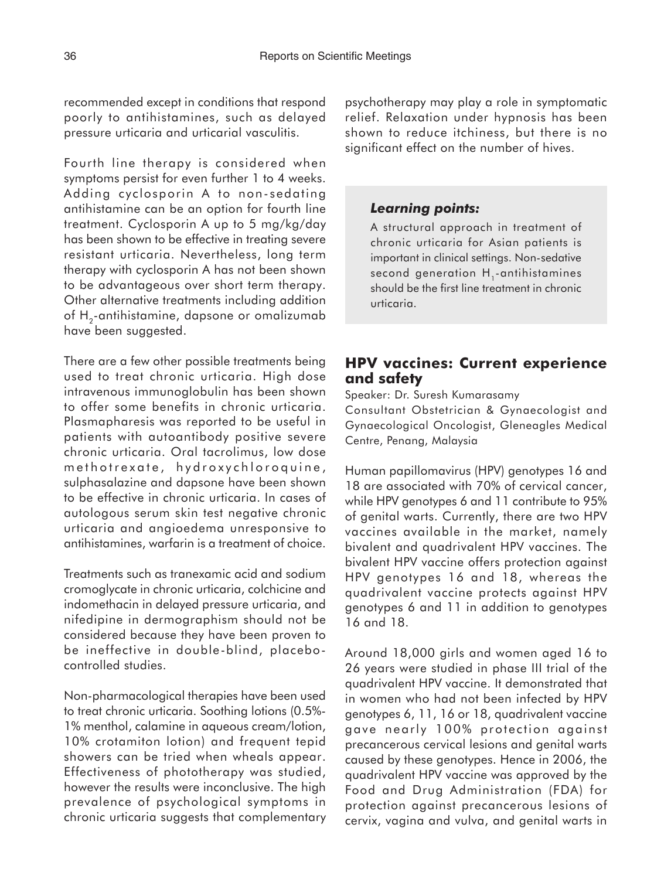recommended except in conditions that respond poorly to antihistamines, such as delayed pressure urticaria and urticarial vasculitis.

Fourth line therapy is considered when symptoms persist for even further 1 to 4 weeks. Adding cyclosporin A to non-sedating antihistamine can be an option for fourth line treatment. Cyclosporin A up to 5 mg/kg/day has been shown to be effective in treating severe resistant urticaria. Nevertheless, long term therapy with cyclosporin A has not been shown to be advantageous over short term therapy. Other alternative treatments including addition of $H_2$-antihistamine, dapsone or omalizumab have been suggested.

There are a few other possible treatments being used to treat chronic urticaria. High dose intravenous immunoglobulin has been shown to offer some benefits in chronic urticaria. Plasmapharesis was reported to be useful in patients with autoantibody positive severe chronic urticaria. Oral tacrolimus, low dose methotrexate, hydroxychloroquine, sulphasalazine and dapsone have been shown to be effective in chronic urticaria. In cases of autologous serum skin test negative chronic urticaria and angioedema unresponsive to antihistamines, warfarin is a treatment of choice.

Treatments such as tranexamic acid and sodium cromoglycate in chronic urticaria, colchicine and indomethacin in delayed pressure urticaria, and nifedipine in dermographism should not be considered because they have been proven to be ineffective in double-blind, placebo-controlled studies.

Non-pharmacological therapies have been used to treat chronic urticaria. Soothing lotions (0.5%-1% menthol, calamine in aqueous cream/lotion, 10% crotamiton lotion) and frequent tepid showers can be tried when wheals appear. Effectiveness of phototherapy was studied, however the results were inconclusive. The high prevalence of psychological symptoms in chronic urticaria suggests that complementary psychotherapy may play a role in symptomatic relief. Relaxation under hypnosis has been shown to reduce itchiness, but there is no significant effect on the number of hives.

> ***Learning points:***
>
> A structural approach in treatment of chronic urticaria for Asian patients is important in clinical settings. Non-sedative second generation $H_1$-antihistamines should be the first line treatment in chronic urticaria.

## HPV vaccines: Current experience and safety

Speaker: Dr. Suresh Kumarasamy
Consultant Obstetrician & Gynaecologist and Gynaecological Oncologist, Gleneagles Medical Centre, Penang, Malaysia

Human papillomavirus (HPV) genotypes 16 and 18 are associated with 70% of cervical cancer, while HPV genotypes 6 and 11 contribute to 95% of genital warts. Currently, there are two HPV vaccines available in the market, namely bivalent and quadrivalent HPV vaccines. The bivalent HPV vaccine offers protection against HPV genotypes 16 and 18, whereas the quadrivalent vaccine protects against HPV genotypes 6 and 11 in addition to genotypes 16 and 18.

Around 18,000 girls and women aged 16 to 26 years were studied in phase III trial of the quadrivalent HPV vaccine. It demonstrated that in women who had not been infected by HPV genotypes 6, 11, 16 or 18, quadrivalent vaccine gave nearly 100% protection against precancerous cervical lesions and genital warts caused by these genotypes. Hence in 2006, the quadrivalent HPV vaccine was approved by the Food and Drug Administration (FDA) for protection against precancerous lesions of cervix, vagina and vulva, and genital warts in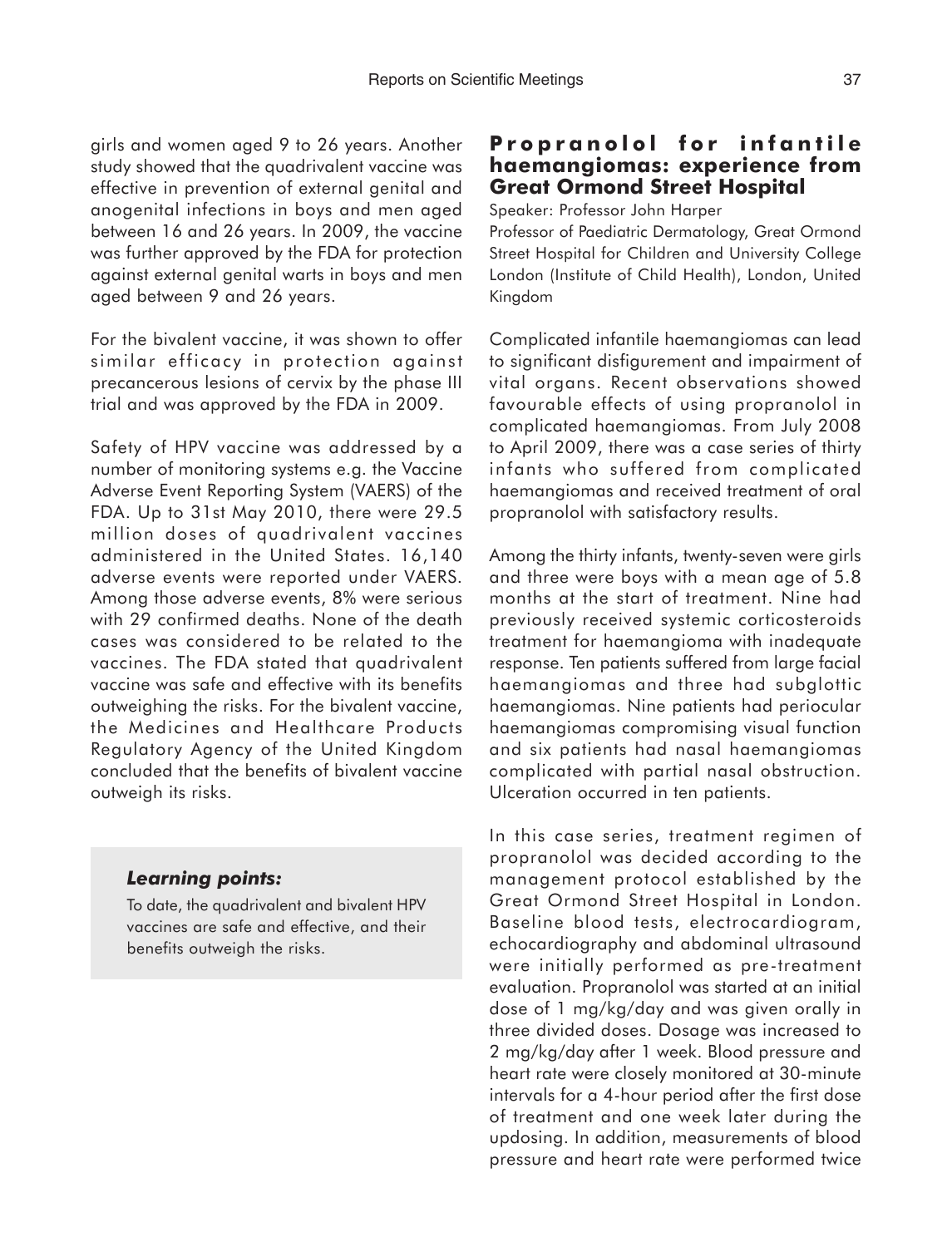girls and women aged 9 to 26 years. Another study showed that the quadrivalent vaccine was effective in prevention of external genital and anogenital infections in boys and men aged between 16 and 26 years. In 2009, the vaccine was further approved by the FDA for protection against external genital warts in boys and men aged between 9 and 26 years.

For the bivalent vaccine, it was shown to offer similar efficacy in protection against precancerous lesions of cervix by the phase III trial and was approved by the FDA in 2009.

Safety of HPV vaccine was addressed by a number of monitoring systems e.g. the Vaccine Adverse Event Reporting System (VAERS) of the FDA. Up to 31st May 2010, there were 29.5 million doses of quadrivalent vaccines administered in the United States. 16,140 adverse events were reported under VAERS. Among those adverse events, 8% were serious with 29 confirmed deaths. None of the death cases was considered to be related to the vaccines. The FDA stated that quadrivalent vaccine was safe and effective with its benefits outweighing the risks. For the bivalent vaccine, the Medicines and Healthcare Products Regulatory Agency of the United Kingdom concluded that the benefits of bivalent vaccine outweigh its risks.

> ***Learning points:***
>
> To date, the quadrivalent and bivalent HPV vaccines are safe and effective, and their benefits outweigh the risks.

## Propranolol for infantile haemangiomas: experience from Great Ormond Street Hospital

Speaker: Professor John Harper

Professor of Paediatric Dermatology, Great Ormond Street Hospital for Children and University College London (Institute of Child Health), London, United Kingdom

Complicated infantile haemangiomas can lead to significant disfigurement and impairment of vital organs. Recent observations showed favourable effects of using propranolol in complicated haemangiomas. From July 2008 to April 2009, there was a case series of thirty infants who suffered from complicated haemangiomas and received treatment of oral propranolol with satisfactory results.

Among the thirty infants, twenty-seven were girls and three were boys with a mean age of 5.8 months at the start of treatment. Nine had previously received systemic corticosteroids treatment for haemangioma with inadequate response. Ten patients suffered from large facial haemangiomas and three had subglottic haemangiomas. Nine patients had periocular haemangiomas compromising visual function and six patients had nasal haemangiomas complicated with partial nasal obstruction. Ulceration occurred in ten patients.

In this case series, treatment regimen of propranolol was decided according to the management protocol established by the Great Ormond Street Hospital in London. Baseline blood tests, electrocardiogram, echocardiography and abdominal ultrasound were initially performed as pre-treatment evaluation. Propranolol was started at an initial dose of 1 mg/kg/day and was given orally in three divided doses. Dosage was increased to 2 mg/kg/day after 1 week. Blood pressure and heart rate were closely monitored at 30-minute intervals for a 4-hour period after the first dose of treatment and one week later during the updosing. In addition, measurements of blood pressure and heart rate were performed twice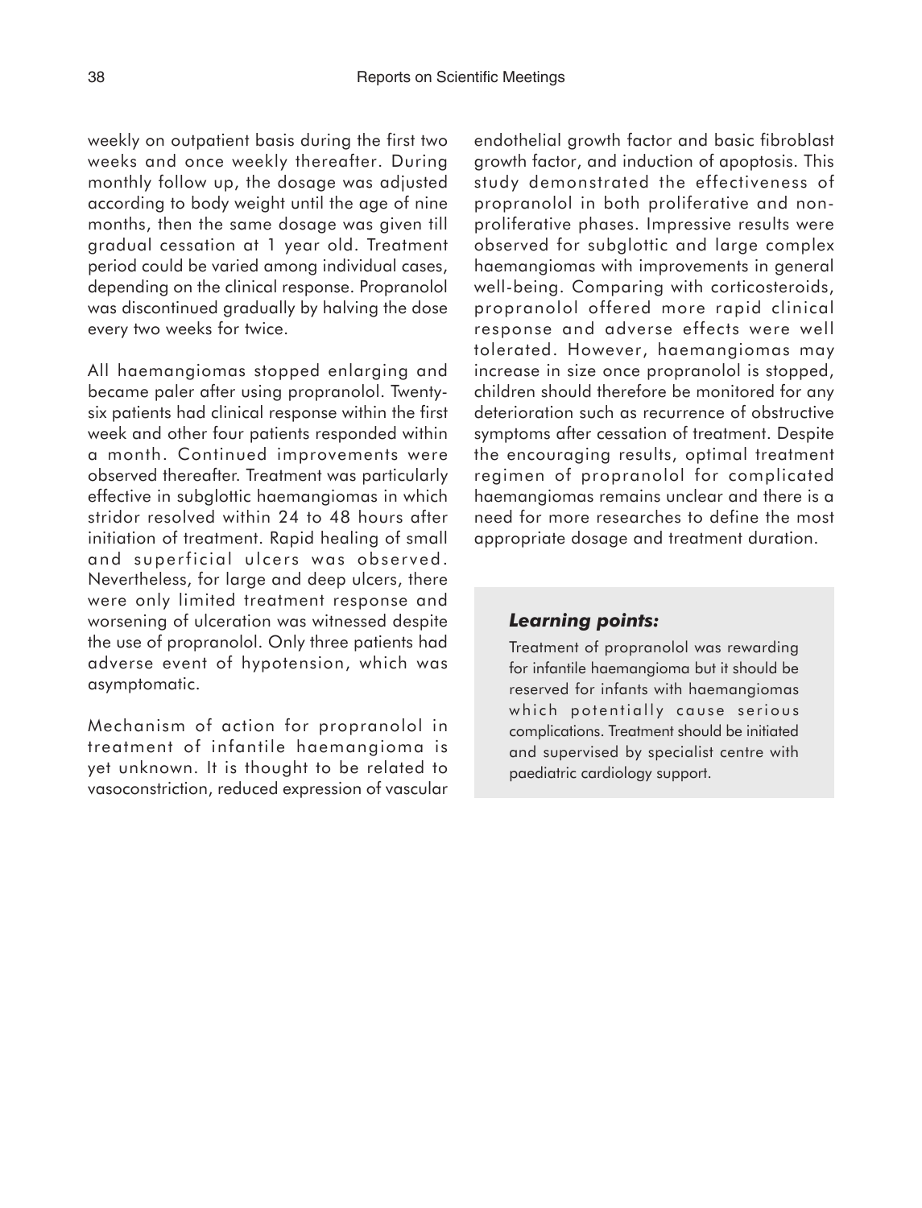weekly on outpatient basis during the first two weeks and once weekly thereafter. During monthly follow up, the dosage was adjusted according to body weight until the age of nine months, then the same dosage was given till gradual cessation at 1 year old. Treatment period could be varied among individual cases, depending on the clinical response. Propranolol was discontinued gradually by halving the dose every two weeks for twice.

All haemangiomas stopped enlarging and became paler after using propranolol. Twenty-six patients had clinical response within the first week and other four patients responded within a month. Continued improvements were observed thereafter. Treatment was particularly effective in subglottic haemangiomas in which stridor resolved within 24 to 48 hours after initiation of treatment. Rapid healing of small and superficial ulcers was observed. Nevertheless, for large and deep ulcers, there were only limited treatment response and worsening of ulceration was witnessed despite the use of propranolol. Only three patients had adverse event of hypotension, which was asymptomatic.

Mechanism of action for propranolol in treatment of infantile haemangioma is yet unknown. It is thought to be related to vasoconstriction, reduced expression of vascular endothelial growth factor and basic fibroblast growth factor, and induction of apoptosis. This study demonstrated the effectiveness of propranolol in both proliferative and non-proliferative phases. Impressive results were observed for subglottic and large complex haemangiomas with improvements in general well-being. Comparing with corticosteroids, propranolol offered more rapid clinical response and adverse effects were well tolerated. However, haemangiomas may increase in size once propranolol is stopped, children should therefore be monitored for any deterioration such as recurrence of obstructive symptoms after cessation of treatment. Despite the encouraging results, optimal treatment regimen of propranolol for complicated haemangiomas remains unclear and there is a need for more researches to define the most appropriate dosage and treatment duration.

***Learning points:***

Treatment of propranolol was rewarding for infantile haemangioma but it should be reserved for infants with haemangiomas which potentially cause serious complications. Treatment should be initiated and supervised by specialist centre with paediatric cardiology support.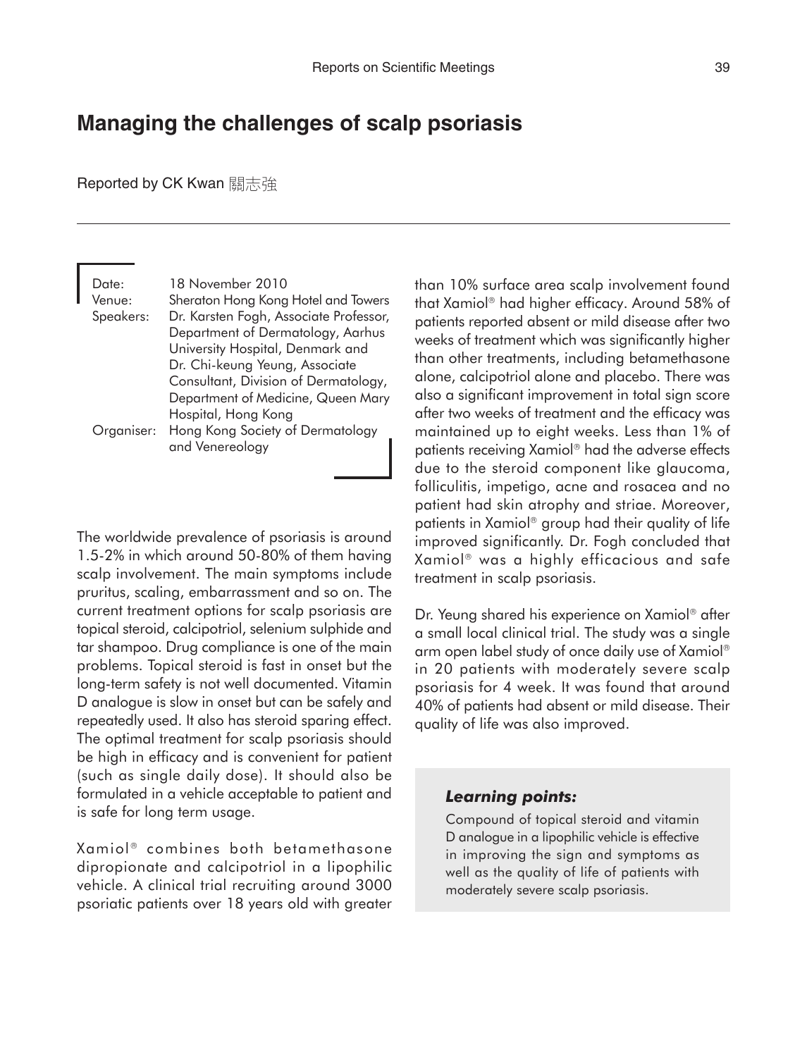# Managing the challenges of scalp psoriasis

Reported by CK Kwan 關志強

| | |
|---|---|
| Date: | 18 November 2010 |
| Venue: | Sheraton Hong Kong Hotel and Towers |
| Speakers: | Dr. Karsten Fogh, Associate Professor, Department of Dermatology, Aarhus University Hospital, Denmark and Dr. Chi-keung Yeung, Associate Consultant, Division of Dermatology, Department of Medicine, Queen Mary Hospital, Hong Kong |
| Organiser: | Hong Kong Society of Dermatology and Venereology |

The worldwide prevalence of psoriasis is around 1.5-2% in which around 50-80% of them having scalp involvement. The main symptoms include pruritus, scaling, embarrassment and so on. The current treatment options for scalp psoriasis are topical steroid, calcipotriol, selenium sulphide and tar shampoo. Drug compliance is one of the main problems. Topical steroid is fast in onset but the long-term safety is not well documented. Vitamin D analogue is slow in onset but can be safely and repeatedly used. It also has steroid sparing effect. The optimal treatment for scalp psoriasis should be high in efficacy and is convenient for patient (such as single daily dose). It should also be formulated in a vehicle acceptable to patient and is safe for long term usage.

Xamiol® combines both betamethasone dipropionate and calcipotriol in a lipophilic vehicle. A clinical trial recruiting around 3000 psoriatic patients over 18 years old with greater than 10% surface area scalp involvement found that Xamiol® had higher efficacy. Around 58% of patients reported absent or mild disease after two weeks of treatment which was significantly higher than other treatments, including betamethasone alone, calcipotriol alone and placebo. There was also a significant improvement in total sign score after two weeks of treatment and the efficacy was maintained up to eight weeks. Less than 1% of patients receiving Xamiol® had the adverse effects due to the steroid component like glaucoma, folliculitis, impetigo, acne and rosacea and no patient had skin atrophy and striae. Moreover, patients in Xamiol® group had their quality of life improved significantly. Dr. Fogh concluded that Xamiol® was a highly efficacious and safe treatment in scalp psoriasis.

Dr. Yeung shared his experience on Xamiol® after a small local clinical trial. The study was a single arm open label study of once daily use of Xamiol® in 20 patients with moderately severe scalp psoriasis for 4 week. It was found that around 40% of patients had absent or mild disease. Their quality of life was also improved.

***Learning points:***

Compound of topical steroid and vitamin D analogue in a lipophilic vehicle is effective in improving the sign and symptoms as well as the quality of life of patients with moderately severe scalp psoriasis.